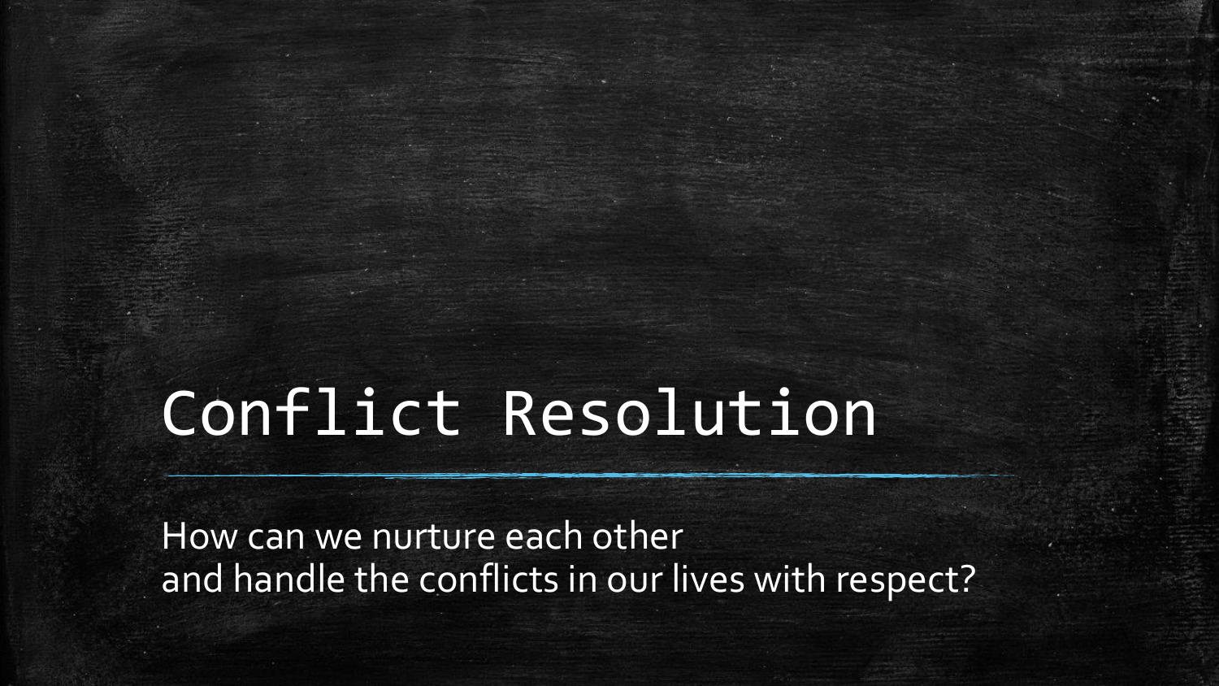# Conflict Resolution

How can we nurture each other
and handle the conflicts in our lives with respect?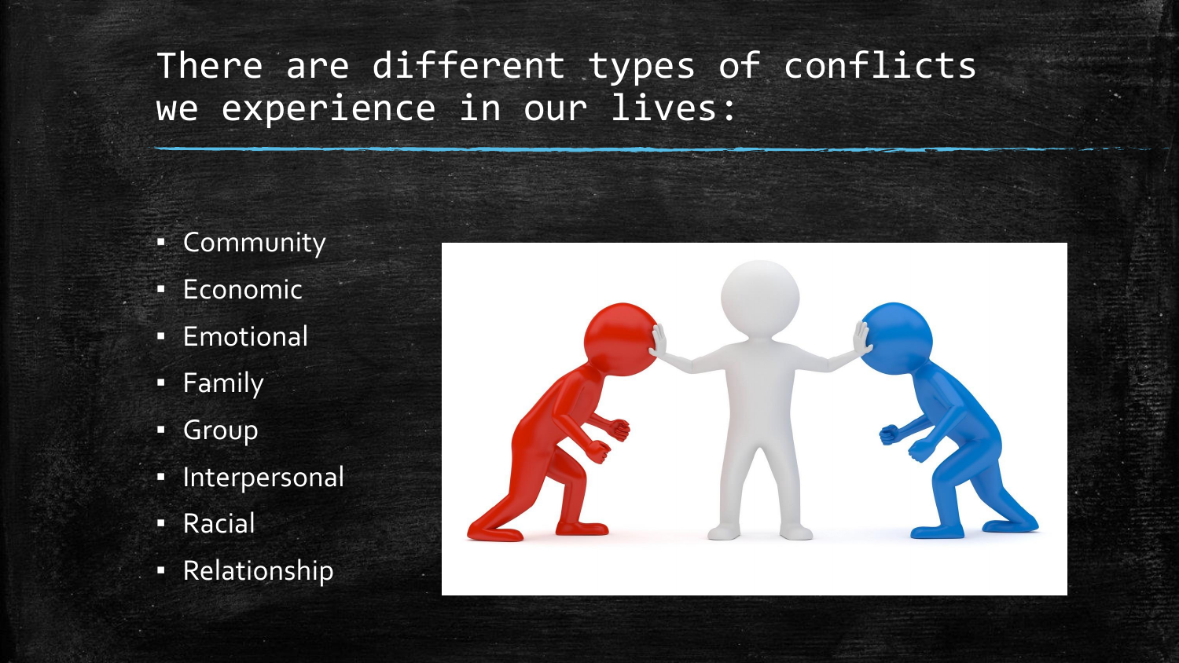# There are different types of conflicts we experience in our lives:

- Community
- Economic
- Emotional
- Family
- Group
- Interpersonal
- Racial
- Relationship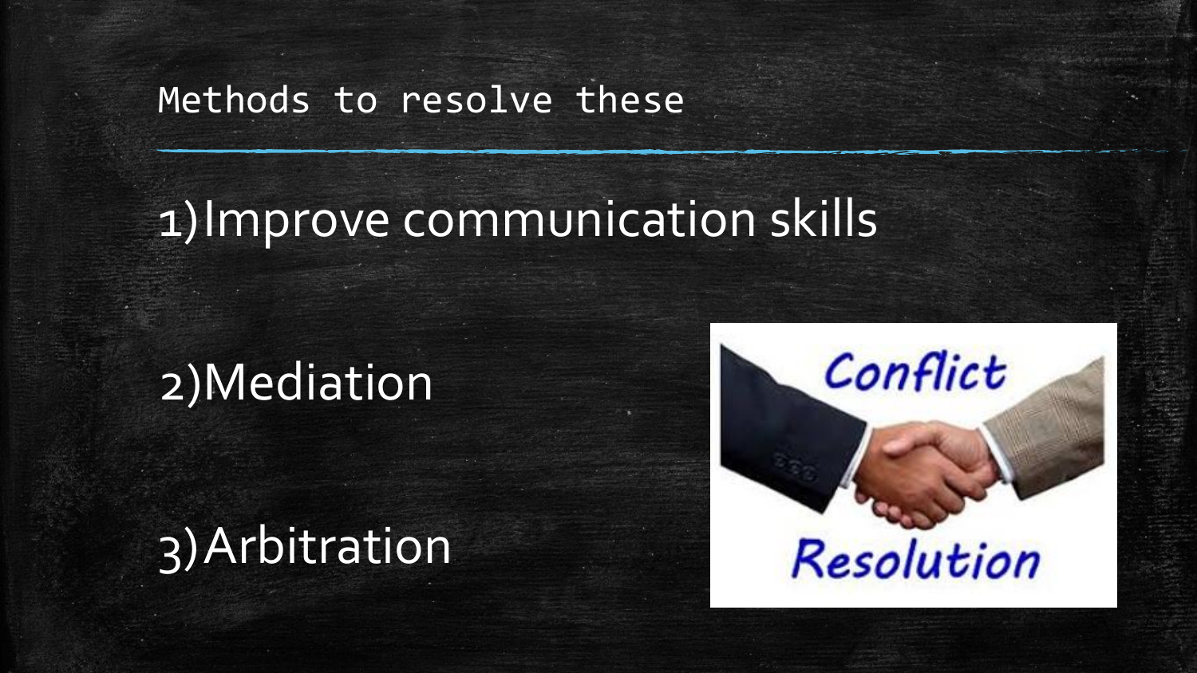## Methods to resolve these

1) Improve communication skills

2) Mediation

3) Arbitration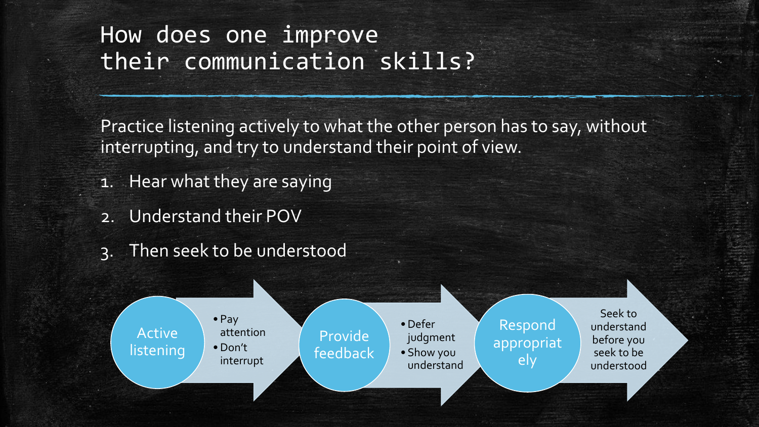# How does one improve their communication skills?

Practice listening actively to what the other person has to say, without interrupting, and try to understand their point of view.

1. Hear what they are saying
2. Understand their POV
3. Then seek to be understood

**Active listening**
- Pay attention
- Don't interrupt

**Provide feedback**
- Defer judgment
- Show you understand

**Respond appropriately**
- Seek to understand before you seek to be understood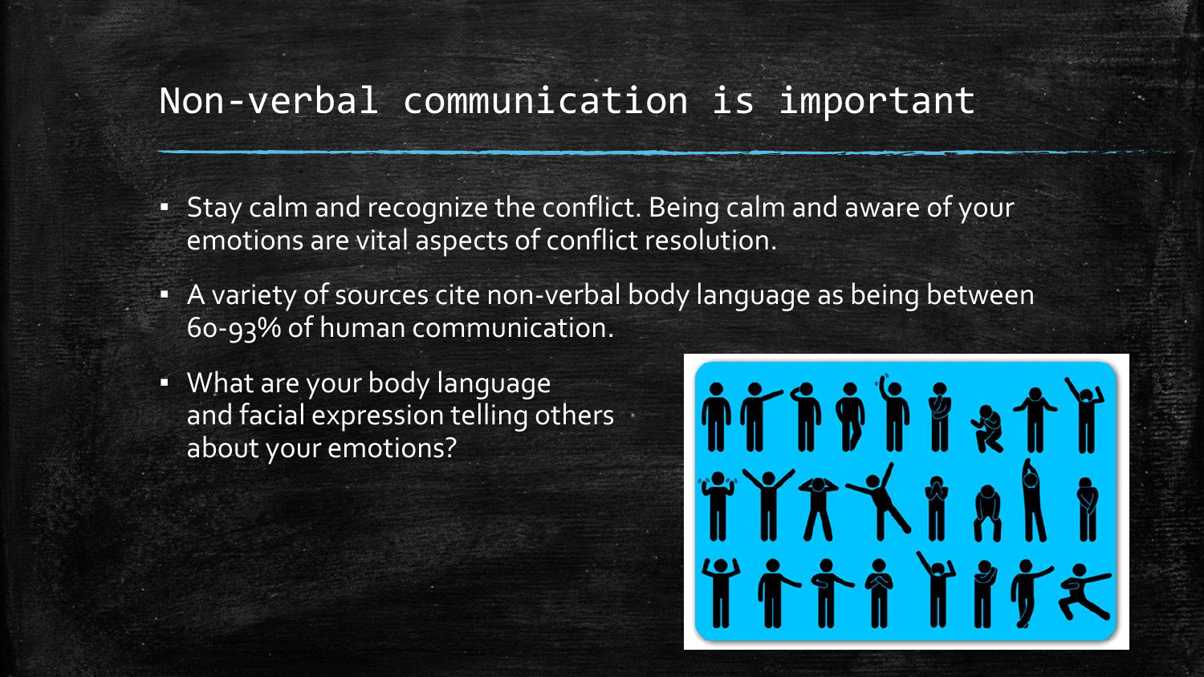# Non-verbal communication is important

- Stay calm and recognize the conflict. Being calm and aware of your emotions are vital aspects of conflict resolution.
- A variety of sources cite non-verbal body language as being between 60-93% of human communication.
- What are your body language and facial expression telling others about your emotions?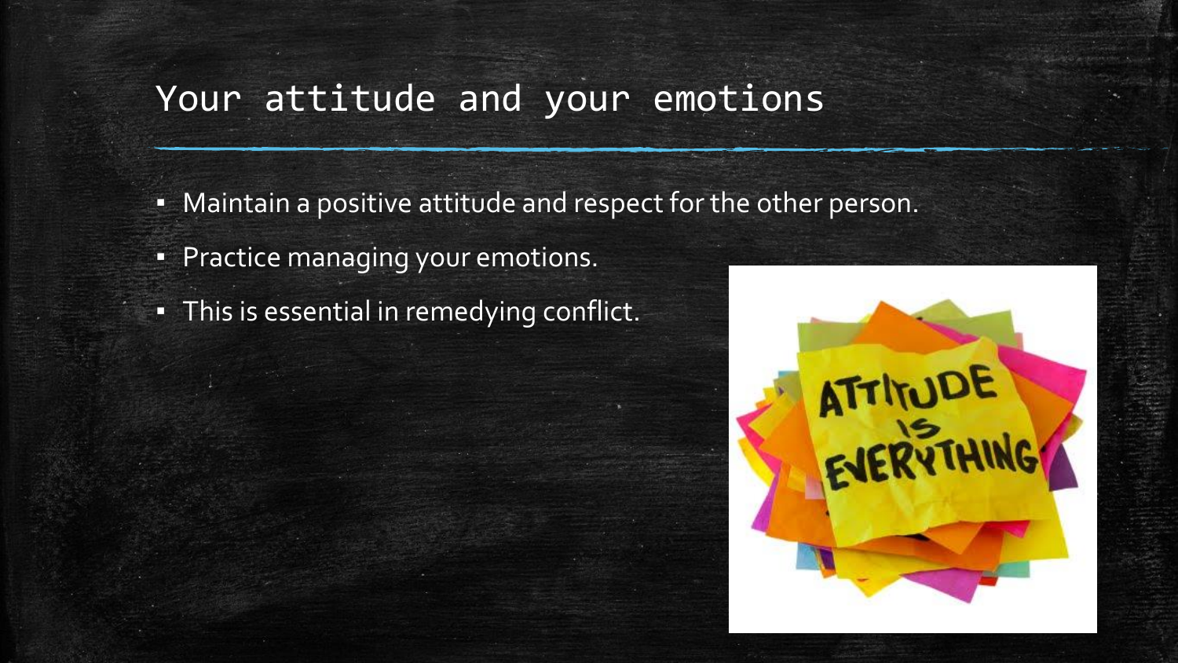# Your attitude and your emotions

- Maintain a positive attitude and respect for the other person.
- Practice managing your emotions.
- This is essential in remedying conflict.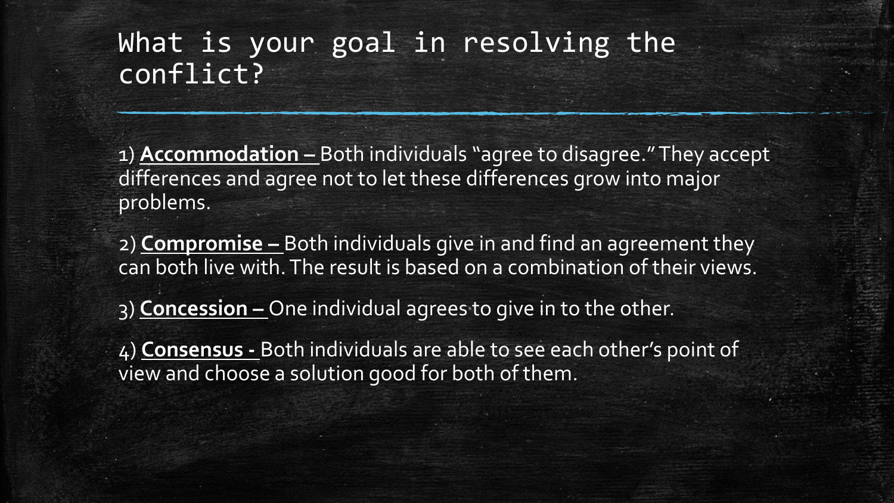# What is your goal in resolving the conflict?

1) **Accommodation –** Both individuals "agree to disagree." They accept differences and agree not to let these differences grow into major problems.

2) **Compromise –** Both individuals give in and find an agreement they can both live with. The result is based on a combination of their views.

3) **Concession –** One individual agrees to give in to the other.

4) **Consensus -** Both individuals are able to see each other's point of view and choose a solution good for both of them.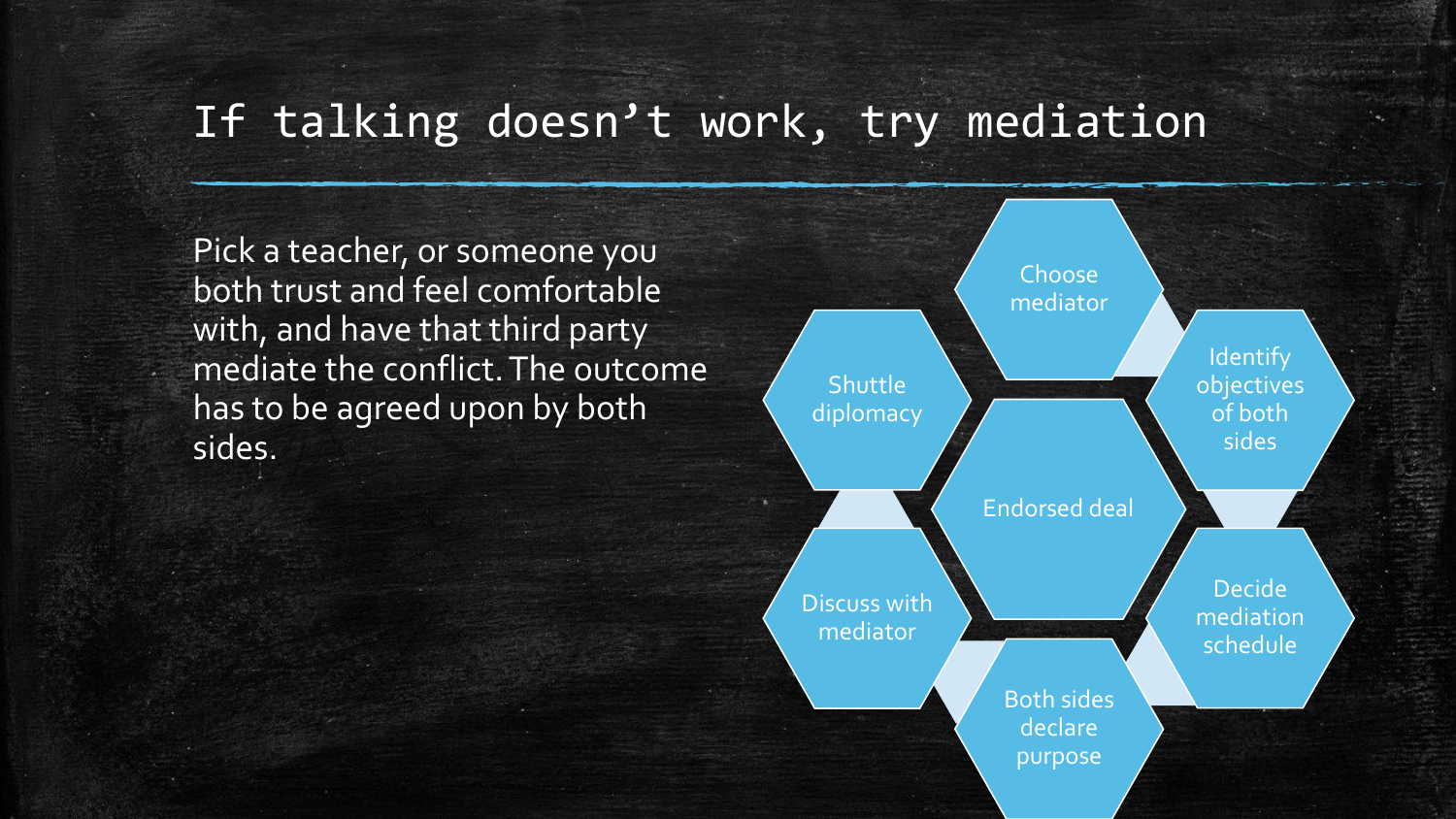# If talking doesn't work, try mediation

Pick a teacher, or someone you both trust and feel comfortable with, and have that third party mediate the conflict. The outcome has to be agreed upon by both sides.

- Choose mediator
- Identify objectives of both sides
- Decide mediation schedule
- Both sides declare purpose
- Discuss with mediator
- Shuttle diplomacy
- Endorsed deal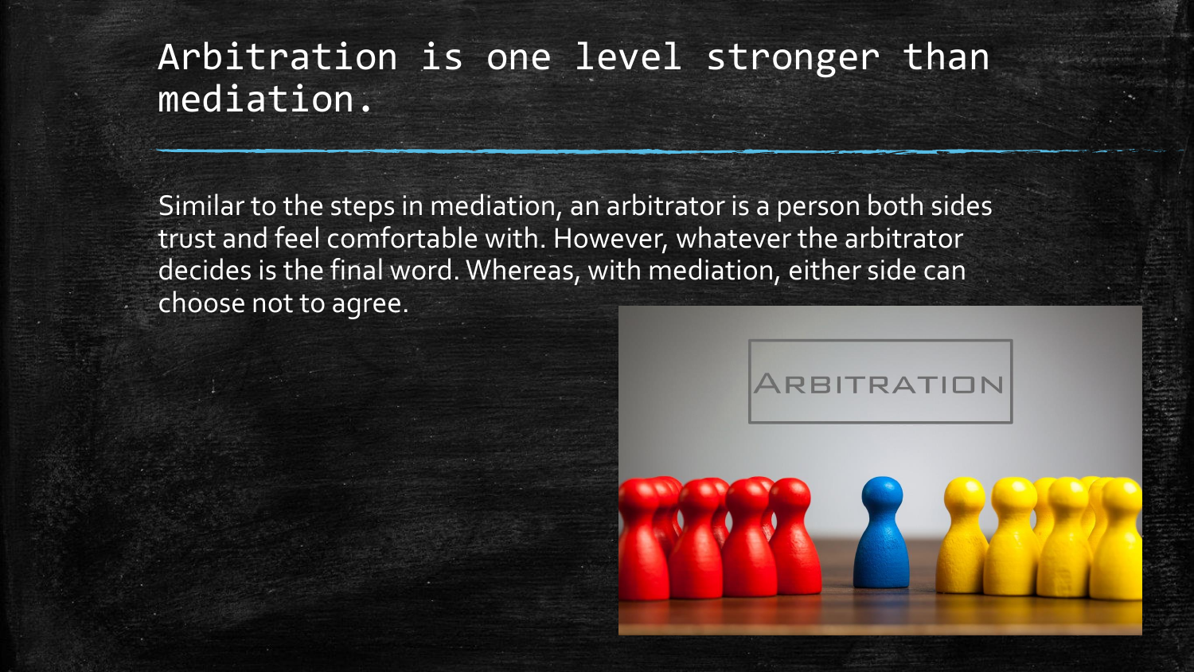# Arbitration is one level stronger than mediation.

Similar to the steps in mediation, an arbitrator is a person both sides trust and feel comfortable with. However, whatever the arbitrator decides is the final word. Whereas, with mediation, either side can choose not to agree.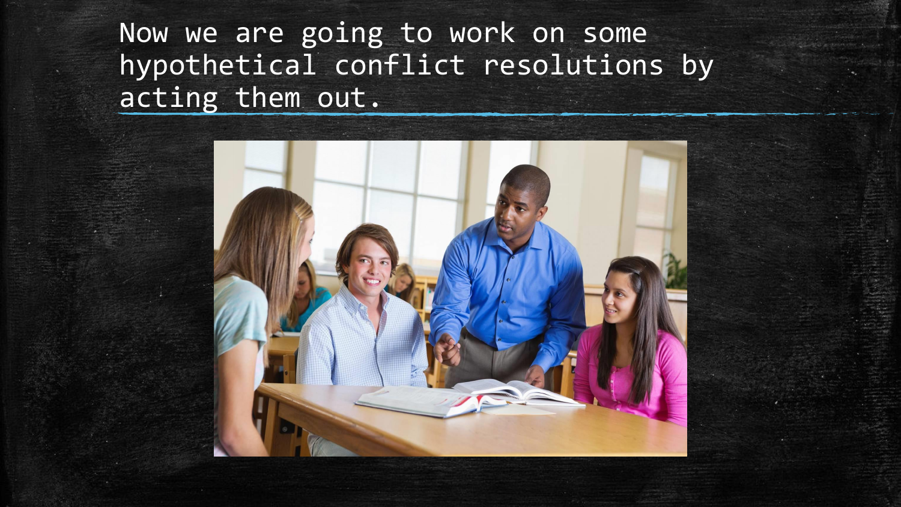# Now we are going to work on some hypothetical conflict resolutions by acting them out.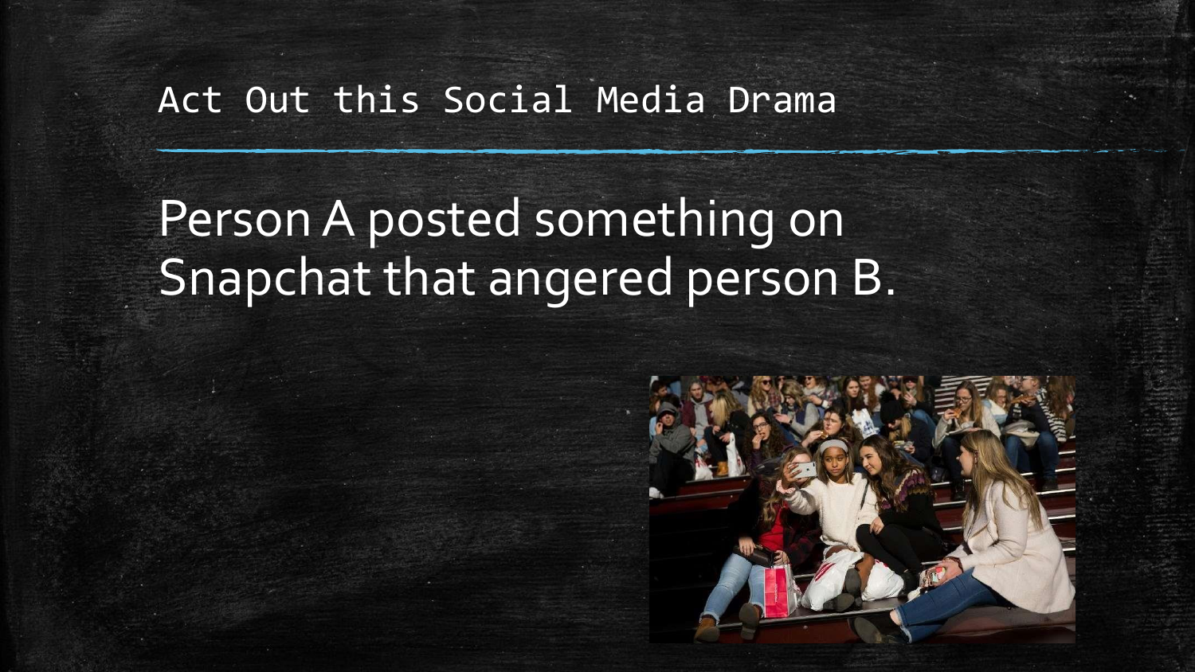# Act Out this Social Media Drama

Person A posted something on Snapchat that angered person B.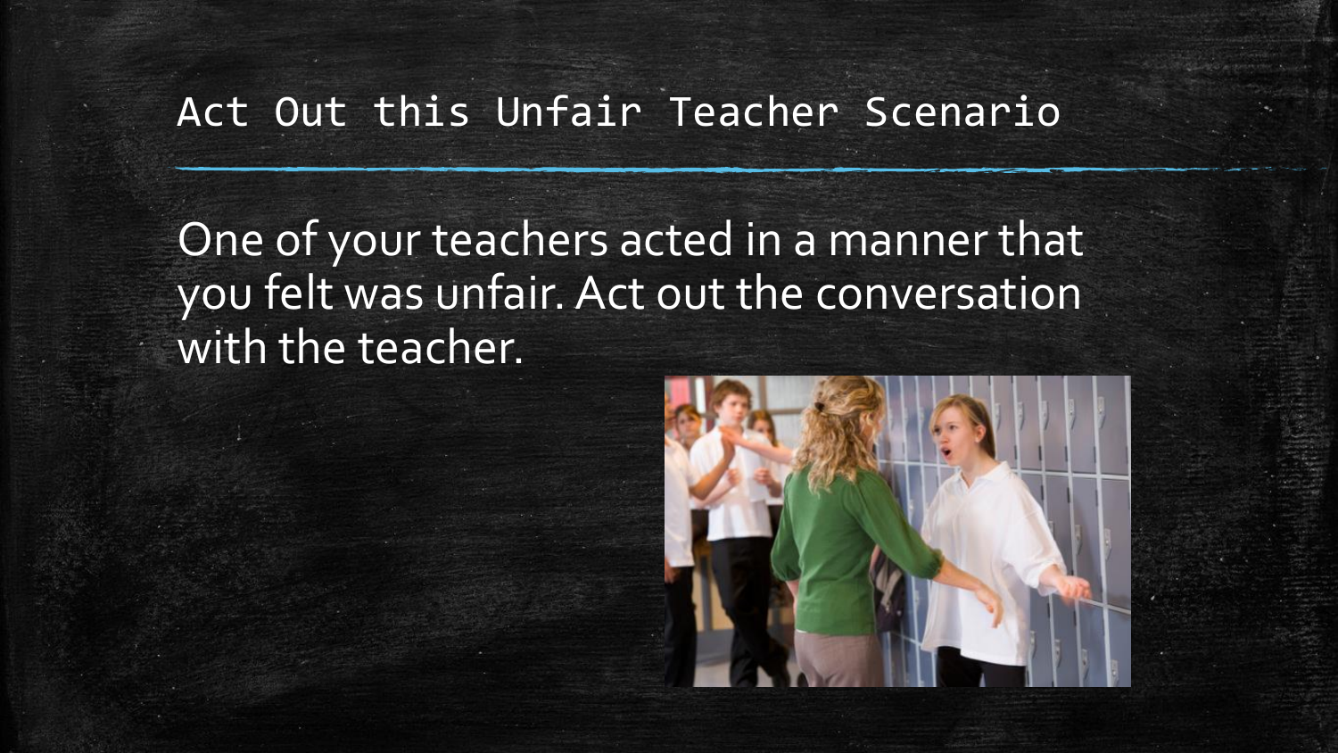# Act Out this Unfair Teacher Scenario

One of your teachers acted in a manner that you felt was unfair. Act out the conversation with the teacher.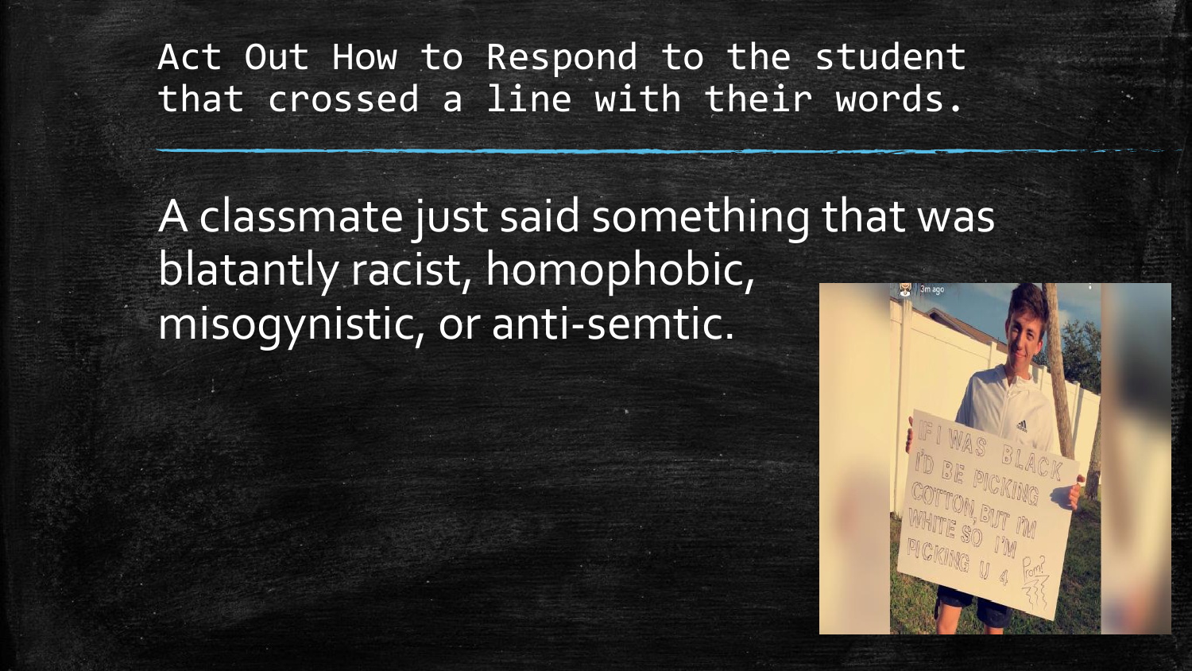# Act Out How to Respond to the student that crossed a line with their words.

A classmate just said something that was blatantly racist, homophobic, misogynistic, or anti-semtic.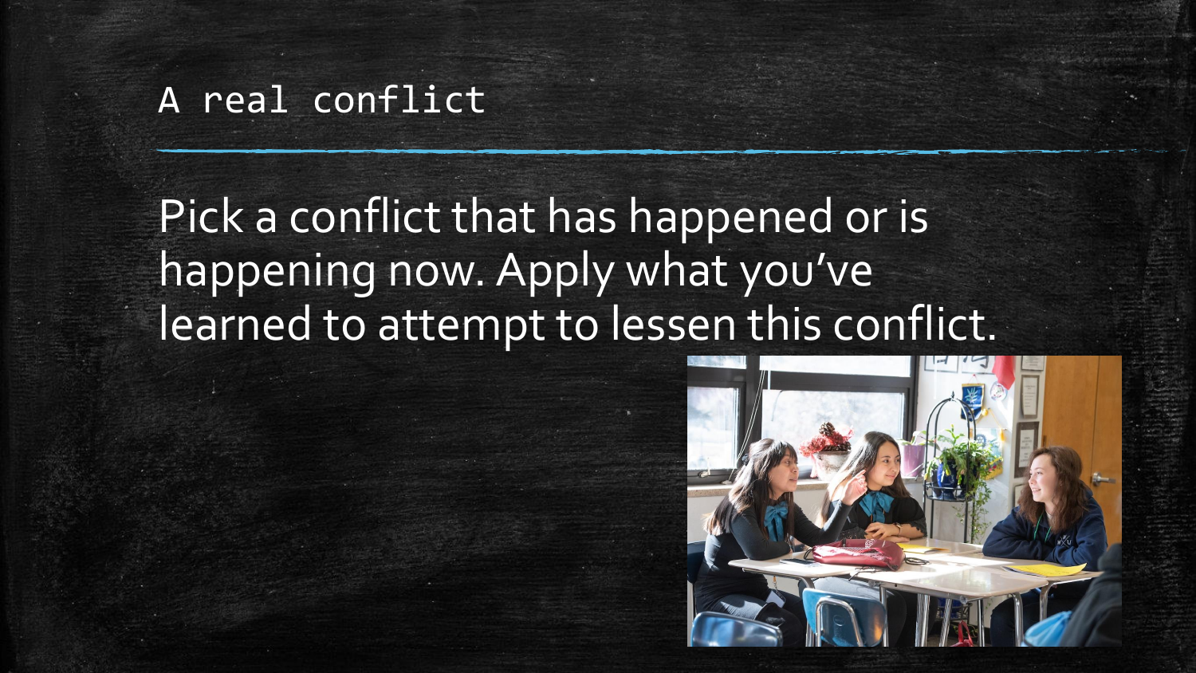# A real conflict

Pick a conflict that has happened or is happening now. Apply what you've learned to attempt to lessen this conflict.